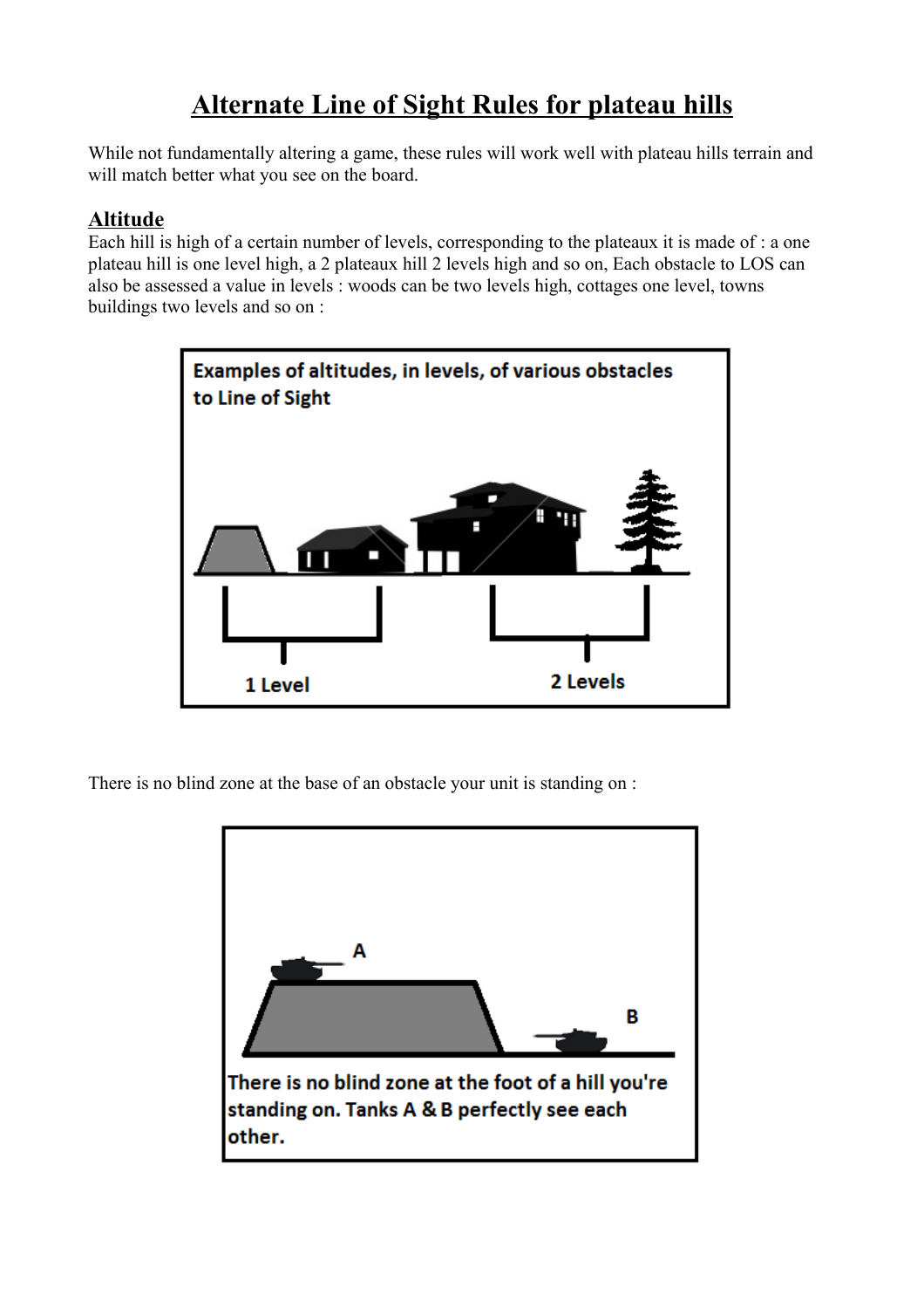# Alternate Line of Sight Rules for plateau hills

While not fundamentally altering a game, these rules will work well with plateau hills terrain and will match better what you see on the board.

## Altitude

Each hill is high of a certain number of levels, corresponding to the plateaux it is made of : a one plateau hill is one level high, a 2 plateaux hill 2 levels high and so on, Each obstacle to LOS can also be assessed a value in levels : woods can be two levels high, cottages one level, towns buildings two levels and so on :

Examples of altitudes, in levels, of various obstacles to Line of Sight

1 Level

2 Levels

There is no blind zone at the base of an obstacle your unit is standing on :

A

B

There is no blind zone at the foot of a hill you're standing on. Tanks A & B perfectly see each other.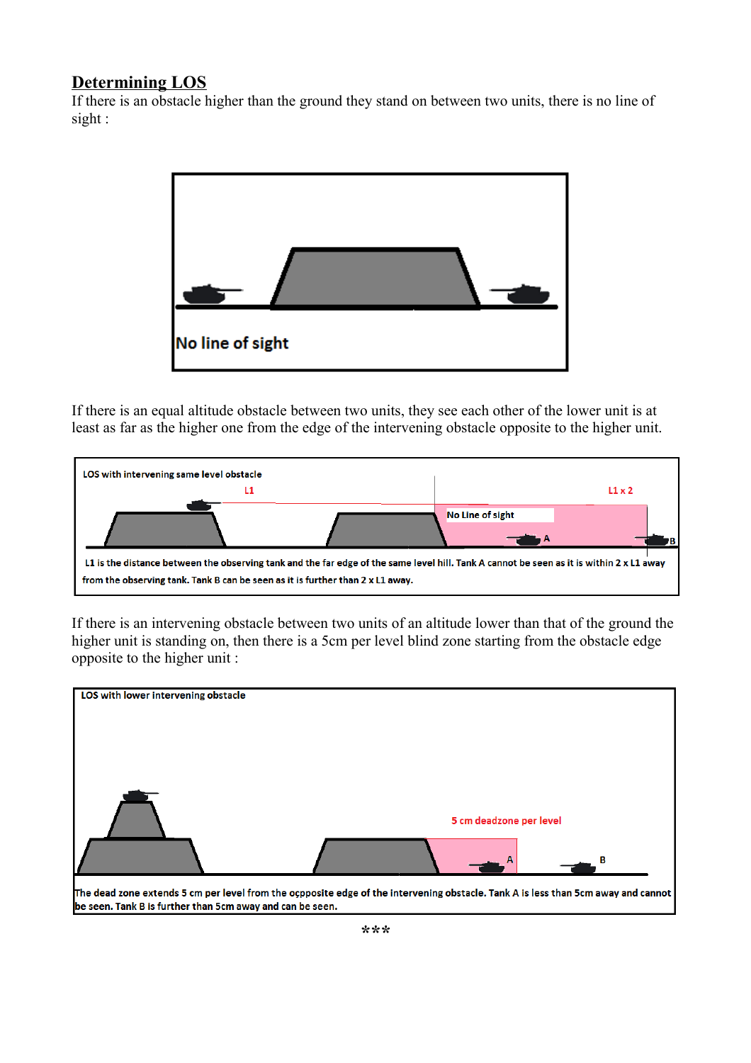## Determining LOS

If there is an obstacle higher than the ground they stand on between two units, there is no line of sight :

No line of sight

If there is an equal altitude obstacle between two units, they see each other of the lower unit is at least as far as the higher one from the edge of the intervening obstacle opposite to the higher unit.

LOS with intervening same level obstacle

L1

L1 x 2

No Line of sight

A

B

L1 is the distance between the observing tank and the far edge of the same level hill. Tank A cannot be seen as it is within 2 x L1 away from the observing tank. Tank B can be seen as it is further than 2 x L1 away.

If there is an intervening obstacle between two units of an altitude lower than that of the ground the higher unit is standing on, then there is a 5cm per level blind zone starting from the obstacle edge opposite to the higher unit :

LOS with lower intervening obstacle

5 cm deadzone per level

A

B

The dead zone extends 5 cm per level from the opposite edge of the intervening obstacle. Tank A is less than 5cm away and cannot be seen. Tank B is further than 5cm away and can be seen.

***